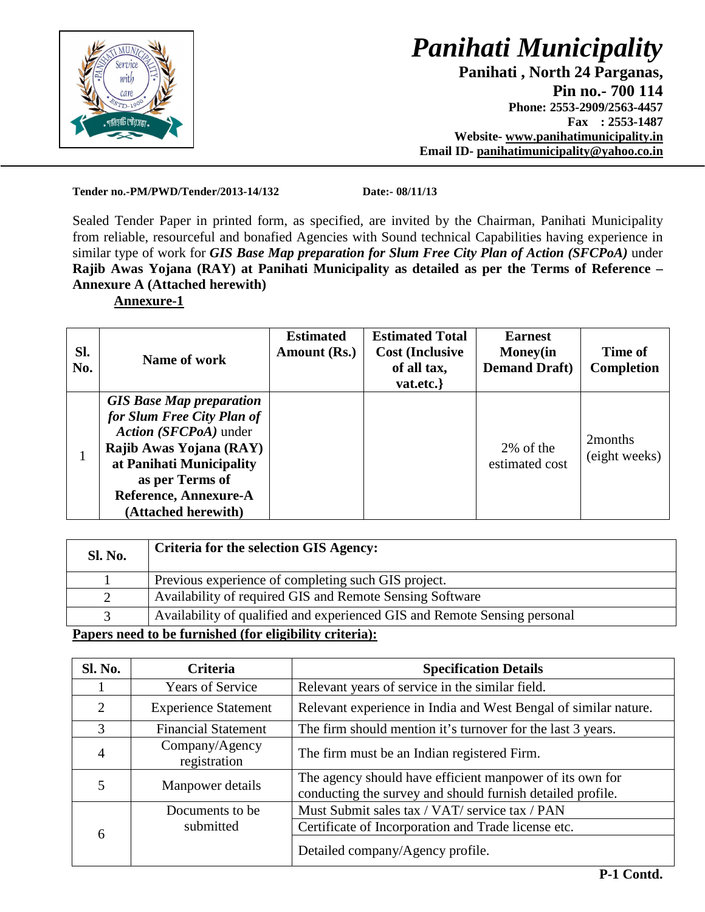# *Panihati Municipality*

**Panihati , North 24 Parganas,**
**Pin no.- 700 114**
**Phone: 2553-2909/2563-4457**
**Fax : 2553-1487**
**Website- www.panihatimunicipality.in**
**Email ID- panihatimunicipality@yahoo.co.in**

---

**Tender no.-PM/PWD/Tender/2013-14/132** **Date:- 08/11/13**

Sealed Tender Paper in printed form, as specified, are invited by the Chairman, Panihati Municipality from reliable, resourceful and bonafied Agencies with Sound technical Capabilities having experience in similar type of work for ***GIS Base Map preparation for Slum Free City Plan of Action (SFCPoA)*** under **Rajib Awas Yojana (RAY) at Panihati Municipality as detailed as per the Terms of Reference – Annexure A (Attached herewith)**

**Annexure-1**

| Sl. No. | Name of work | Estimated Amount (Rs.) | Estimated Total Cost (Inclusive of all tax, vat.etc.} | Earnest Money(in Demand Draft) | Time of Completion |
|---|---|---|---|---|---|
| 1 | ***GIS Base Map preparation for Slum Free City Plan of Action (SFCPoA)*** under **Rajib Awas Yojana (RAY) at Panihati Municipality as per Terms of Reference, Annexure-A (Attached herewith)** | | | 2% of the estimated cost | 2months (eight weeks) |

| Sl. No. | Criteria for the selection GIS Agency: |
|---|---|
| 1 | Previous experience of completing such GIS project. |
| 2 | Availability of required GIS and Remote Sensing Software |
| 3 | Availability of qualified and experienced GIS and Remote Sensing personal |

**Papers need to be furnished (for eligibility criteria):**

| Sl. No. | Criteria | Specification Details |
|---|---|---|
| 1 | Years of Service | Relevant years of service in the similar field. |
| 2 | Experience Statement | Relevant experience in India and West Bengal of similar nature. |
| 3 | Financial Statement | The firm should mention it's turnover for the last 3 years. |
| 4 | Company/Agency registration | The firm must be an Indian registered Firm. |
| 5 | Manpower details | The agency should have efficient manpower of its own for conducting the survey and should furnish detailed profile. |
| 6 | Documents to be submitted | Must Submit sales tax / VAT/ service tax / PAN |
| | | Certificate of Incorporation and Trade license etc. |
| | | Detailed company/Agency profile. |

**P-1 Contd.**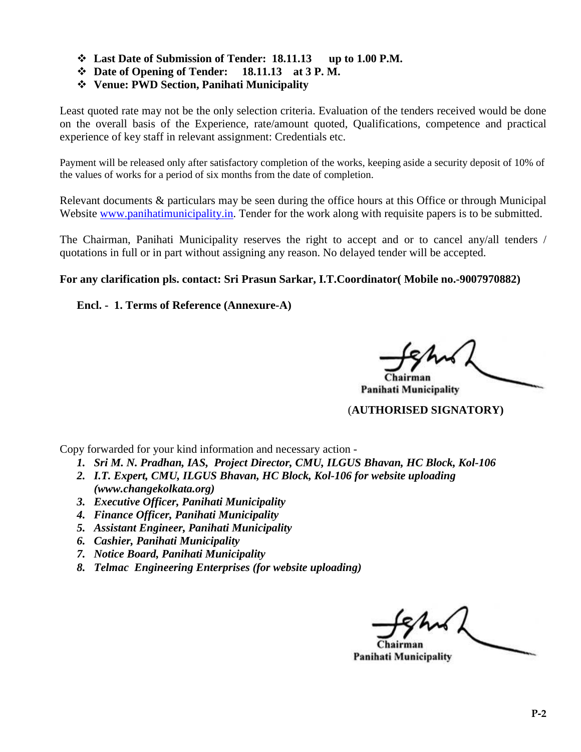- **Last Date of Submission of Tender: 18.11.13 up to 1.00 P.M.**
- **Date of Opening of Tender: 18.11.13 at 3 P. M.**
- **Venue: PWD Section, Panihati Municipality**

Least quoted rate may not be the only selection criteria. Evaluation of the tenders received would be done on the overall basis of the Experience, rate/amount quoted, Qualifications, competence and practical experience of key staff in relevant assignment: Credentials etc.

Payment will be released only after satisfactory completion of the works, keeping aside a security deposit of 10% of the values of works for a period of six months from the date of completion.

Relevant documents & particulars may be seen during the office hours at this Office or through Municipal Website www.panihatimunicipality.in. Tender for the work along with requisite papers is to be submitted.

The Chairman, Panihati Municipality reserves the right to accept and or to cancel any/all tenders / quotations in full or in part without assigning any reason. No delayed tender will be accepted.

**For any clarification pls. contact: Sri Prasun Sarkar, I.T.Coordinator( Mobile no.-9007970882)**

**Encl. - 1. Terms of Reference (Annexure-A)**

Chairman
Panihati Municipality

(**AUTHORISED SIGNATORY)**

Copy forwarded for your kind information and necessary action -

1. ***Sri M. N. Pradhan, IAS, Project Director, CMU, ILGUS Bhavan, HC Block, Kol-106***
2. ***I.T. Expert, CMU, ILGUS Bhavan, HC Block, Kol-106 for website uploading (www.changekolkata.org)***
3. ***Executive Officer, Panihati Municipality***
4. ***Finance Officer, Panihati Municipality***
5. ***Assistant Engineer, Panihati Municipality***
6. ***Cashier, Panihati Municipality***
7. ***Notice Board, Panihati Municipality***
8. ***Telmac Engineering Enterprises (for website uploading)***

Chairman
Panihati Municipality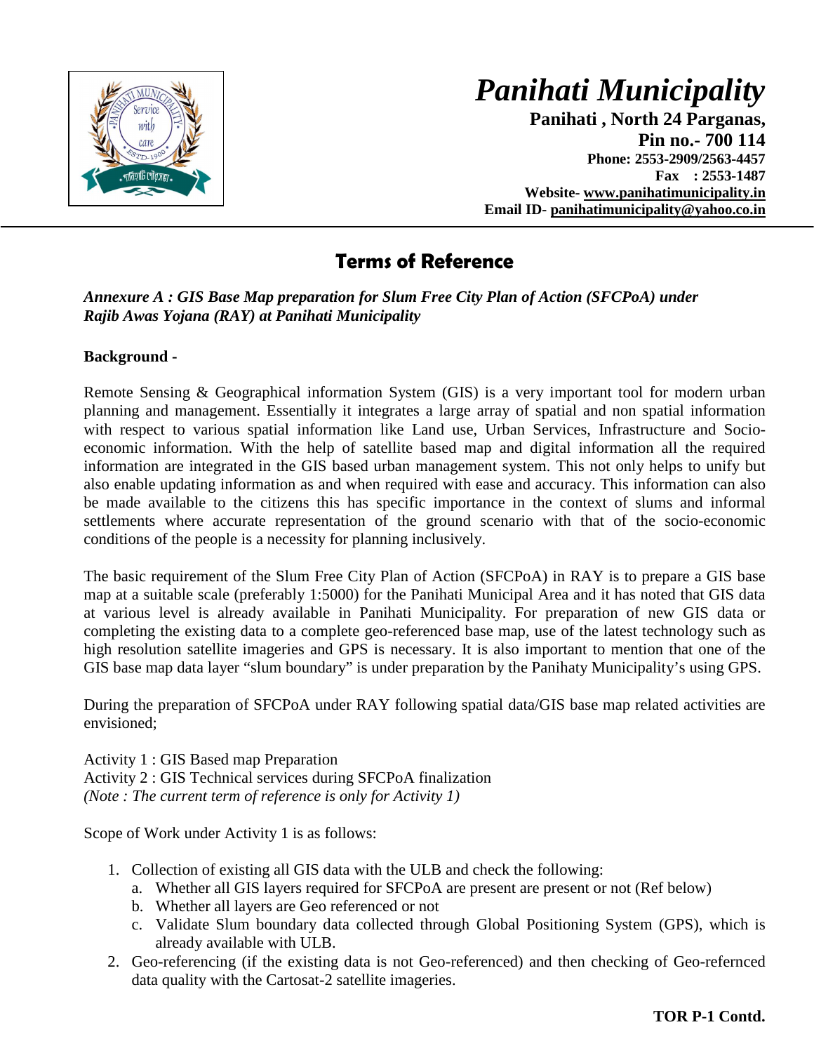# Panihati Municipality

**Panihati , North 24 Parganas,**
**Pin no.- 700 114**
**Phone: 2553-2909/2563-4457**
**Fax : 2553-1487**
**Website- www.panihatimunicipality.in**
**Email ID- panihatimunicipality@yahoo.co.in**

## Terms of Reference

*Annexure A : GIS Base Map preparation for Slum Free City Plan of Action (SFCPoA) under Rajib Awas Yojana (RAY) at Panihati Municipality*

**Background -**

Remote Sensing & Geographical information System (GIS) is a very important tool for modern urban planning and management. Essentially it integrates a large array of spatial and non spatial information with respect to various spatial information like Land use, Urban Services, Infrastructure and Socio-economic information. With the help of satellite based map and digital information all the required information are integrated in the GIS based urban management system. This not only helps to unify but also enable updating information as and when required with ease and accuracy. This information can also be made available to the citizens this has specific importance in the context of slums and informal settlements where accurate representation of the ground scenario with that of the socio-economic conditions of the people is a necessity for planning inclusively.

The basic requirement of the Slum Free City Plan of Action (SFCPoA) in RAY is to prepare a GIS base map at a suitable scale (preferably 1:5000) for the Panihati Municipal Area and it has noted that GIS data at various level is already available in Panihati Municipality. For preparation of new GIS data or completing the existing data to a complete geo-referenced base map, use of the latest technology such as high resolution satellite imageries and GPS is necessary. It is also important to mention that one of the GIS base map data layer "slum boundary" is under preparation by the Panihaty Municipality's using GPS.

During the preparation of SFCPoA under RAY following spatial data/GIS base map related activities are envisioned;

Activity 1 : GIS Based map Preparation
Activity 2 : GIS Technical services during SFCPoA finalization
*(Note : The current term of reference is only for Activity 1)*

Scope of Work under Activity 1 is as follows:

1. Collection of existing all GIS data with the ULB and check the following:
   a. Whether all GIS layers required for SFCPoA are present are present or not (Ref below)
   b. Whether all layers are Geo referenced or not
   c. Validate Slum boundary data collected through Global Positioning System (GPS), which is already available with ULB.
2. Geo-referencing (if the existing data is not Geo-referenced) and then checking of Geo-refernced data quality with the Cartosat-2 satellite imageries.

**TOR P-1 Contd.**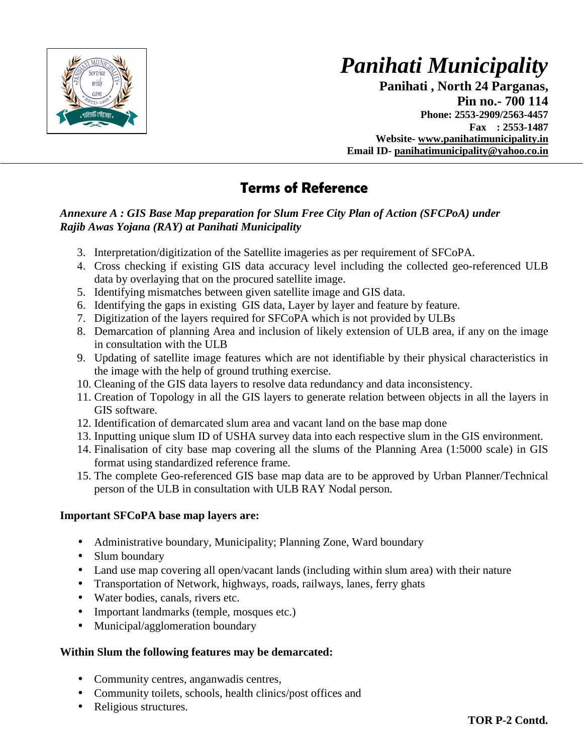# Panihati Municipality

**Panihati , North 24 Parganas,**
**Pin no.- 700 114**
**Phone: 2553-2909/2563-4457**
**Fax : 2553-1487**
**Website- www.panihatimunicipality.in**
**Email ID- panihatimunicipality@yahoo.co.in**

## Terms of Reference

***Annexure A : GIS Base Map preparation for Slum Free City Plan of Action (SFCPoA) under Rajib Awas Yojana (RAY) at Panihati Municipality***

3. Interpretation/digitization of the Satellite imageries as per requirement of SFCoPA.
4. Cross checking if existing GIS data accuracy level including the collected geo-referenced ULB data by overlaying that on the procured satellite image.
5. Identifying mismatches between given satellite image and GIS data.
6. Identifying the gaps in existing GIS data, Layer by layer and feature by feature.
7. Digitization of the layers required for SFCoPA which is not provided by ULBs
8. Demarcation of planning Area and inclusion of likely extension of ULB area, if any on the image in consultation with the ULB
9. Updating of satellite image features which are not identifiable by their physical characteristics in the image with the help of ground truthing exercise.
10. Cleaning of the GIS data layers to resolve data redundancy and data inconsistency.
11. Creation of Topology in all the GIS layers to generate relation between objects in all the layers in GIS software.
12. Identification of demarcated slum area and vacant land on the base map done
13. Inputting unique slum ID of USHA survey data into each respective slum in the GIS environment.
14. Finalisation of city base map covering all the slums of the Planning Area (1:5000 scale) in GIS format using standardized reference frame.
15. The complete Geo-referenced GIS base map data are to be approved by Urban Planner/Technical person of the ULB in consultation with ULB RAY Nodal person.

**Important SFCoPA base map layers are:**

- Administrative boundary, Municipality; Planning Zone, Ward boundary
- Slum boundary
- Land use map covering all open/vacant lands (including within slum area) with their nature
- Transportation of Network, highways, roads, railways, lanes, ferry ghats
- Water bodies, canals, rivers etc.
- Important landmarks (temple, mosques etc.)
- Municipal/agglomeration boundary

**Within Slum the following features may be demarcated:**

- Community centres, anganwadis centres,
- Community toilets, schools, health clinics/post offices and
- Religious structures.

**TOR P-2 Contd.**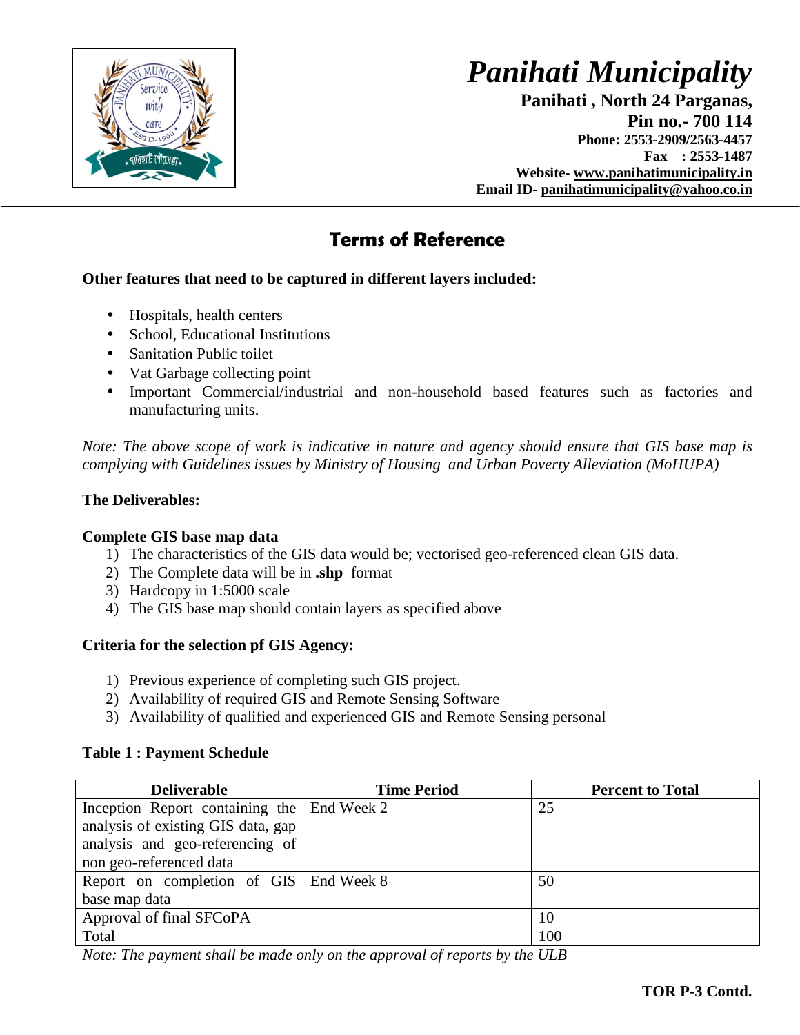# Panihati Municipality

**Panihati , North 24 Parganas,**
**Pin no.- 700 114**
**Phone: 2553-2909/2563-4457**
**Fax : 2553-1487**
**Website- www.panihatimunicipality.in**
**Email ID- panihatimunicipality@yahoo.co.in**

## Terms of Reference

**Other features that need to be captured in different layers included:**

- Hospitals, health centers
- School, Educational Institutions
- Sanitation Public toilet
- Vat Garbage collecting point
- Important Commercial/industrial and non-household based features such as factories and manufacturing units.

*Note: The above scope of work is indicative in nature and agency should ensure that GIS base map is complying with Guidelines issues by Ministry of Housing and Urban Poverty Alleviation (MoHUPA)*

**The Deliverables:**

**Complete GIS base map data**

1) The characteristics of the GIS data would be; vectorised geo-referenced clean GIS data.
2) The Complete data will be in **.shp** format
3) Hardcopy in 1:5000 scale
4) The GIS base map should contain layers as specified above

**Criteria for the selection pf GIS Agency:**

1) Previous experience of completing such GIS project.
2) Availability of required GIS and Remote Sensing Software
3) Availability of qualified and experienced GIS and Remote Sensing personal

**Table 1 : Payment Schedule**

| Deliverable | Time Period | Percent to Total |
|---|---|---|
| Inception Report containing the analysis of existing GIS data, gap analysis and geo-referencing of non geo-referenced data | End Week 2 | 25 |
| Report on completion of GIS base map data | End Week 8 | 50 |
| Approval of final SFCoPA | | 10 |
| Total | | 100 |

*Note: The payment shall be made only on the approval of reports by the ULB*

**TOR P-3 Contd.**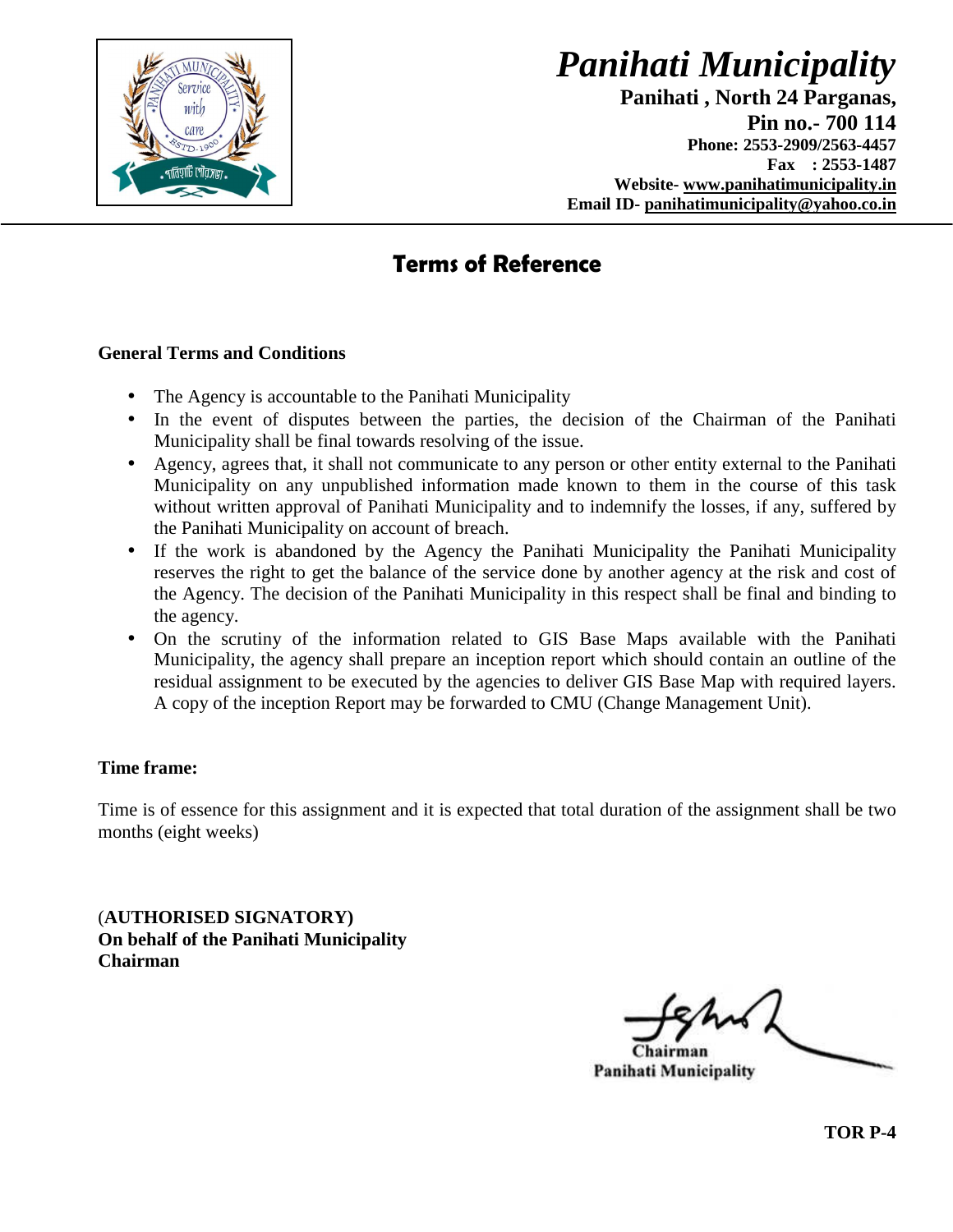# Panihati Municipality

**Panihati , North 24 Parganas,**
**Pin no.- 700 114**
**Phone: 2553-2909/2563-4457**
**Fax : 2553-1487**
**Website- www.panihatimunicipality.in**
**Email ID- panihatimunicipality@yahoo.co.in**

## Terms of Reference

**General Terms and Conditions**

- The Agency is accountable to the Panihati Municipality
- In the event of disputes between the parties, the decision of the Chairman of the Panihati Municipality shall be final towards resolving of the issue.
- Agency, agrees that, it shall not communicate to any person or other entity external to the Panihati Municipality on any unpublished information made known to them in the course of this task without written approval of Panihati Municipality and to indemnify the losses, if any, suffered by the Panihati Municipality on account of breach.
- If the work is abandoned by the Agency the Panihati Municipality the Panihati Municipality reserves the right to get the balance of the service done by another agency at the risk and cost of the Agency. The decision of the Panihati Municipality in this respect shall be final and binding to the agency.
- On the scrutiny of the information related to GIS Base Maps available with the Panihati Municipality, the agency shall prepare an inception report which should contain an outline of the residual assignment to be executed by the agencies to deliver GIS Base Map with required layers. A copy of the inception Report may be forwarded to CMU (Change Management Unit).

**Time frame:**

Time is of essence for this assignment and it is expected that total duration of the assignment shall be two months (eight weeks)

(**AUTHORISED SIGNATORY)**
**On behalf of the Panihati Municipality**
**Chairman**

Chairman
Panihati Municipality

**TOR P-4**